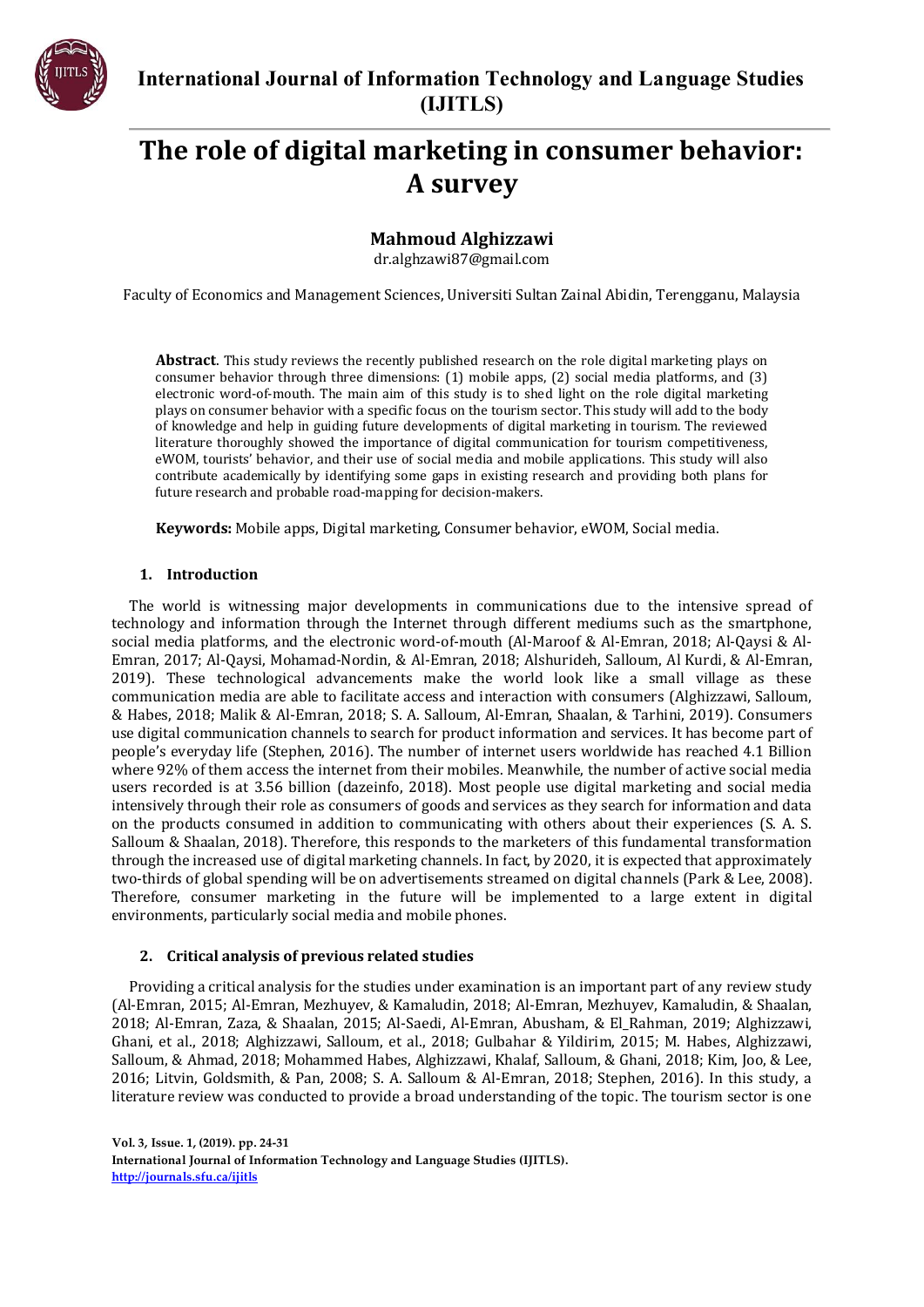# The role of digital marketing in consumer behavior: A survey

**Mahmoud Alghizzawi**

dr.alghzawi87@gmail.com

Faculty of Economics and Management Sciences, Universiti Sultan Zainal Abidin, Terengganu, Malaysia

**Abstract**. This study reviews the recently published research on the role digital marketing plays on consumer behavior through three dimensions: (1) mobile apps, (2) social media platforms, and (3) electronic word-of-mouth. The main aim of this study is to shed light on the role digital marketing plays on consumer behavior with a specific focus on the tourism sector. This study will add to the body of knowledge and help in guiding future developments of digital marketing in tourism. The reviewed literature thoroughly showed the importance of digital communication for tourism competitiveness, eWOM, tourists' behavior, and their use of social media and mobile applications. This study will also contribute academically by identifying some gaps in existing research and providing both plans for future research and probable road-mapping for decision-makers.

**Keywords:** Mobile apps, Digital marketing, Consumer behavior, eWOM, Social media.

## 1. Introduction

The world is witnessing major developments in communications due to the intensive spread of technology and information through the Internet through different mediums such as the smartphone, social media platforms, and the electronic word-of-mouth (Al-Maroof & Al-Emran, 2018; Al-Qaysi & Al-Emran, 2017; Al-Qaysi, Mohamad-Nordin, & Al-Emran, 2018; Alshurideh, Salloum, Al Kurdi, & Al-Emran, 2019). These technological advancements make the world look like a small village as these communication media are able to facilitate access and interaction with consumers (Alghizzawi, Salloum, & Habes, 2018; Malik & Al-Emran, 2018; S. Salloum, Al-Emran, Shaalan, & Tarhini, 2019). Consumers use digital communication channels to search for product information and services. It has become part of people's everyday life (Stephen, 2016). The number of internet users worldwide has reached 4.1 Billion where 92% of them access the internet from their mobiles. Meanwhile, the number of active social media users recorded is at 3.56 billion (dazeinfo, 2018). Most people use digital marketing and social media intensively through their role as consumers of goods and services as they search for information and data on the products consumed in addition to communicating with others about their experiences (S. A. S. Salloum & Shaalan, 2018). Therefore, this responds to the marketers of this fundamental transformation through the increased use of digital marketing channels. In fact, by 2020, it is expected that approximately two-thirds of global spending will be on advertisements streamed on digital channels (Park & Lee, 2008). Therefore, consumer marketing in the future will be implemented to a large extent in digital environments, particularly social media and mobile phones.

## 2. Critical analysis of previous related studies

Providing a critical analysis for the studies under examination is an important part of any review study (Al-Emran, 2015; Al-Emran, Mezhuyev, & Kamaludin, 2018; Al-Emran, Mezhuyev, Kamaludin, & Shaalan, 2018; Al-Emran, Zaza, & Shaalan, 2015; Al-Saedi, Al-Emran, Abusham, & El_Rahman, 2019; Alghizzawi, Ghani, et al., 2018; Alghizzawi, Salloum, et al., 2018; Gulbahar & Yildirim, 2015; M. Habes, Alghizzawi, Salloum, & Ahmad, 2018; Mohammed Habes, Alghizzawi, Khalaf, Salloum, & Ghani, 2018; Kim, Joo, & Lee, 2016; Litvin, Goldsmith, & Pan, 2008; S. A. Salloum & Al-Emran, 2018; Stephen, 2016). In this study, a literature review was conducted to provide a broad understanding of the topic. The tourism sector is one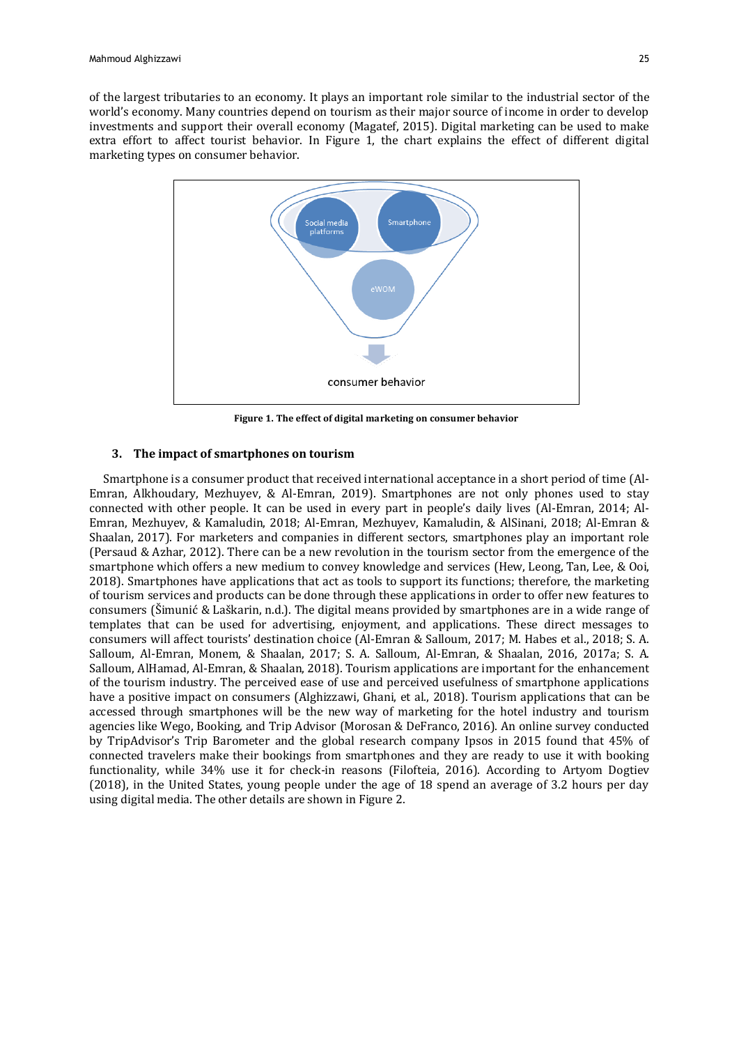of the largest tributaries to an economy. It plays an important role similar to the industrial sector of the world's economy. Many countries depend on tourism as their major source of income in order to develop investments and support their overall economy (Magatef, 2015). Digital marketing can be used to make extra effort to affect tourist behavior. In Figure 1, the chart explains the effect of different digital marketing types on consumer behavior.

Social media platforms

Smartphone

eWOM

consumer behavior

**Figure 1. The effect of digital marketing on consumer behavior**

## 3. The impact of smartphones on tourism

Smartphone is a consumer product that received international acceptance in a short period of time (Al-Emran, Alkhoudary, Mezhuyev, & Al-Emran, 2019). Smartphones are not only phones used to stay connected with other people. It can be used in every part in people's daily lives (Al-Emran, 2014; Al-Emran, Mezhuyev, & Kamaludin, 2018; Al-Emran, Mezhuyev, Kamaludin, & AlSinani, 2018; Al-Emran & Shaalan, 2017). For marketers and companies in different sectors, smartphones play an important role (Persaud & Azhar, 2012). There can be a new revolution in the tourism sector from the emergence of the smartphone which offers a new medium to convey knowledge and services (Hew, Leong, Tan, Lee, & Ooi, 2018). Smartphones have applications that act as tools to support its functions; therefore, the marketing of tourism services and products can be done through these applications in order to offer new features to consumers (Šimunić & Laškarin, n.d.). The digital means provided by smartphones are in a wide range of templates that can be used for advertising, enjoyment, and applications. These direct messages to consumers will affect tourists' destination choice (Al-Emran & Salloum, 2017; M. Habes et al., 2018; S. A. Salloum, Al-Emran, Monem, & Shaalan, 2017; S. A. Salloum, Al-Emran, & Shaalan, 2016, 2017a; S. A. Salloum, AlHamad, Al-Emran, & Shaalan, 2018). Tourism applications are important for the enhancement of the tourism industry. The perceived ease of use and perceived usefulness of smartphone applications have a positive impact on consumers (Alghizzawi, Ghani, et al., 2018). Tourism applications that can be accessed through smartphones will be the new way of marketing for the hotel industry and tourism agencies like Wego, Booking, and Trip Advisor (Morosan & DeFranco, 2016). An online survey conducted by TripAdvisor's Trip Barometer and the global research company Ipsos in 2015 found that 45% of connected travelers make their bookings from smartphones and they are ready to use it with booking functionality, while 34% use it for check-in reasons (Filofteia, 2016). According to Artyom Dogtiev (2018), in the United States, young people under the age of 18 spend an average of 3.2 hours per day using digital media. The other details are shown in Figure 2.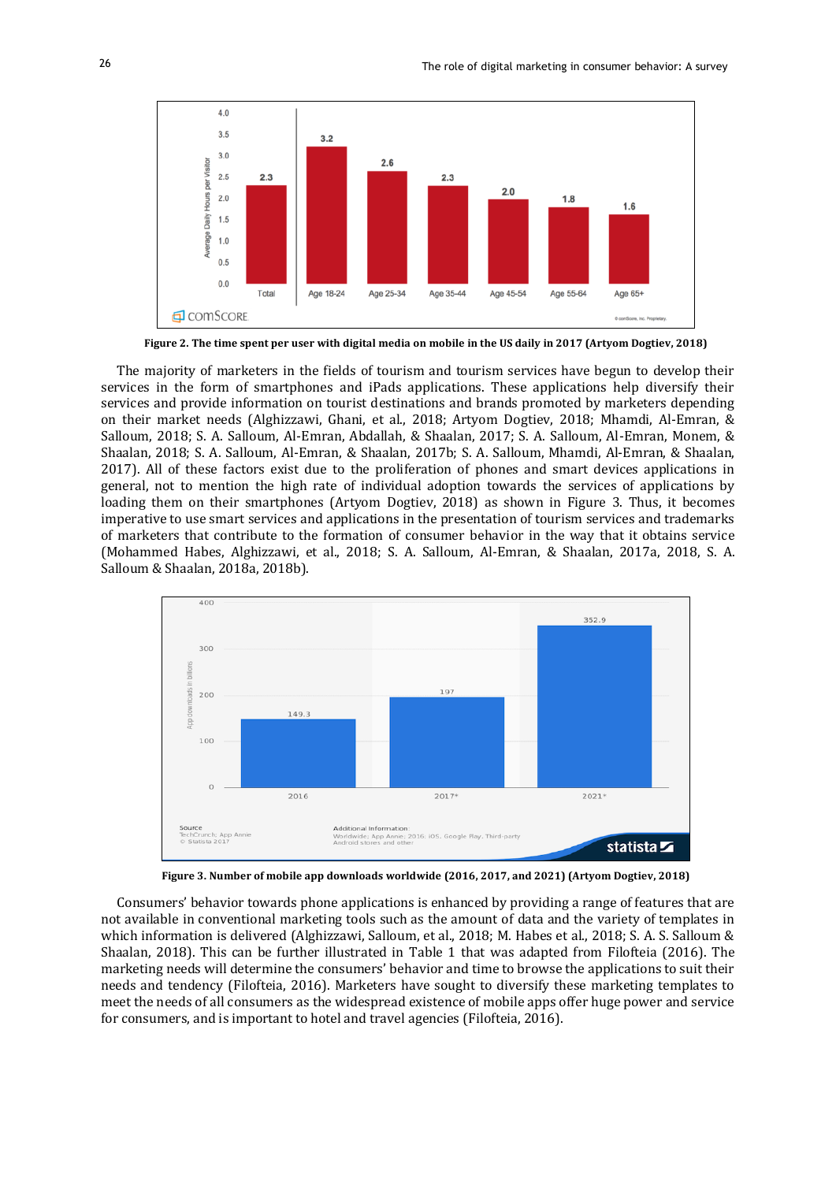Figure 2. The time spent per user with digital media on mobile in the US daily in 2017 (Artyom Dogtiev, 2018)

The majority of marketers in the fields of tourism and tourism services have begun to develop their services in the form of smartphones and iPads applications. These applications help diversify their services and provide information on tourist destinations and brands promoted by marketers depending on their market needs (Alghizzawi, Ghani, et al., 2018; Artyom Dogtiev, 2018; Mhamdi, Al-Emran, & Salloum, 2018; S. A. Salloum, Al-Emran, Abdallah, & Shaalan, 2017; S. A. Salloum, Al-Emran, Monem, & Shaalan, 2018; S. A. Salloum, Al-Emran, & Shaalan, 2017b; S. A. Salloum, Mhamdi, Al-Emran, & Shaalan, 2017). All of these factors exist due to the proliferation of phones and smart devices applications in general, not to mention the high rate of individual adoption towards the services of applications by loading them on their smartphones (Artyom Dogtiev, 2018) as shown in Figure 3. Thus, it becomes imperative to use smart services and applications in the presentation of tourism services and trademarks of marketers that contribute to the formation of consumer behavior in the way that it obtains service (Mohammed Habes, Alghizzawi, et al., 2018; S. A. Salloum, Al-Emran, & Shaalan, 2017a, 2018, S. A. Salloum & Shaalan, 2018a, 2018b).

Figure 3. Number of mobile app downloads worldwide (2016, 2017, and 2021) (Artyom Dogtiev, 2018)

Consumers' behavior towards phone applications is enhanced by providing a range of features that are not available in conventional marketing tools such as the amount of data and the variety of templates in which information is delivered (Alghizzawi, Salloum, et al., 2018; M. Habes et al., 2018; S. A. S. Salloum & Shaalan, 2018). This can be further illustrated in Table 1 that was adapted from Filofteia (2016). The marketing needs will determine the consumers' behavior and time to browse the applications to suit their needs and tendency (Filofteia, 2016). Marketers have sought to diversify these marketing templates to meet the needs of all consumers as the widespread existence of mobile apps offer huge power and service for consumers, and is important to hotel and travel agencies (Filofteia, 2016).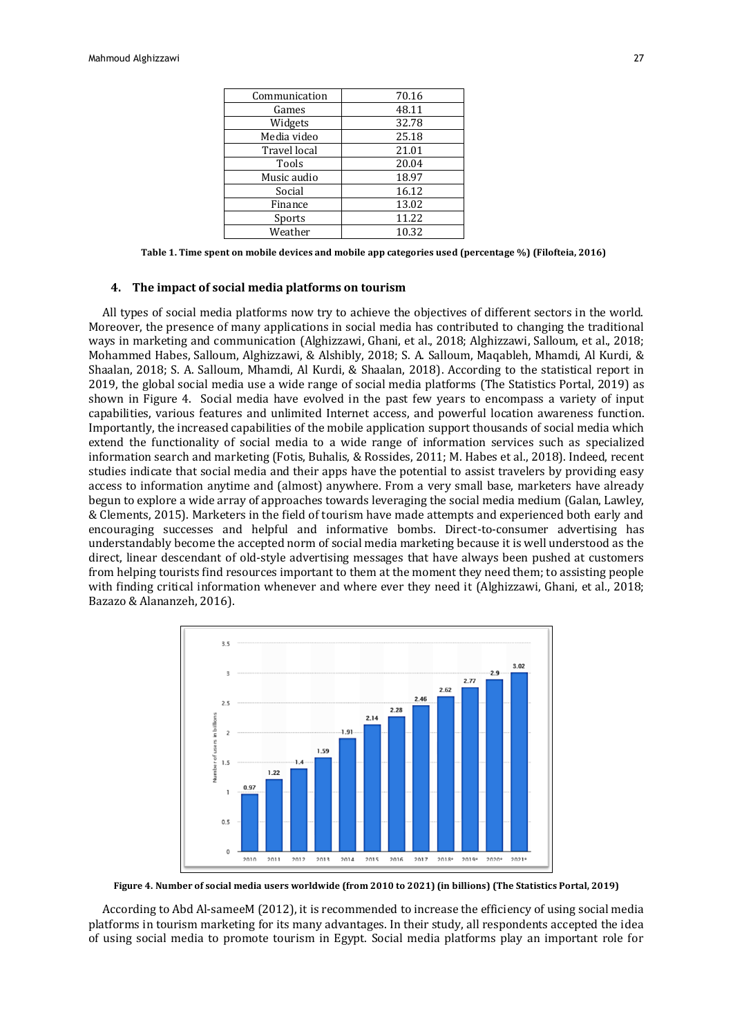| Communication | 70.16 |
|---|---|
| Games | 48.11 |
| Widgets | 32.78 |
| Media video | 25.18 |
| Travel local | 21.01 |
| Tools | 20.04 |
| Music audio | 18.97 |
| Social | 16.12 |
| Finance | 13.02 |
| Sports | 11.22 |
| Weather | 10.32 |

**Table 1. Time spent on mobile devices and mobile app categories used (percentage %) (Filofteia, 2016)**

## 4. The impact of social media platforms on tourism

All types of social media platforms now try to achieve the objectives of different sectors in the world. Moreover, the presence of many applications in social media has contributed to changing the traditional ways in marketing and communication (Alghizzawi, Ghani, et al., 2018; Alghizzawi, Salloum, et al., 2018; Mohammed Habes, Salloum, Alghizzawi, & Alshibly, 2018; S. A. Salloum, Maqableh, Mhamdi, Al Kurdi, & Shaalan, 2018; S. A. Salloum, Mhamdi, Al Kurdi, & Shaalan, 2018). According to the statistical report in 2019, the global social media use a wide range of social media platforms (The Statistics Portal, 2019) as shown in Figure 4. Social media have evolved in the past few years to encompass a variety of input capabilities, various features and unlimited Internet access, and powerful location awareness function. Importantly, the increased capabilities of the mobile application support thousands of social media which extend the functionality of social media to a wide range of information services such as specialized information search and marketing (Fotis, Buhalis, & Rossides, 2011; M. Habes et al., 2018). Indeed, recent studies indicate that social media and their apps have the potential to assist travelers by providing easy access to information anytime and (almost) anywhere. From a very small base, marketers have already begun to explore a wide array of approaches towards leveraging the social media medium (Galan, Lawley, & Clements, 2015). Marketers in the field of tourism have made attempts and experienced both early and encouraging successes and helpful and informative bombs. Direct-to-consumer advertising has understandably become the accepted norm of social media marketing because it is well understood as the direct, linear descendant of old-style advertising messages that have always been pushed at customers from helping tourists find resources important to them at the moment they need them; to assisting people with finding critical information whenever and where ever they need it (Alghizzawi, Ghani, et al., 2018; Bazazo & Alananzeh, 2016).

**Figure 4. Number of social media users worldwide (from 2010 to 2021) (in billions) (The Statistics Portal, 2019)**

According to Abd Al-sameeM (2012), it is recommended to increase the efficiency of using social media platforms in tourism marketing for its many advantages. In their study, all respondents accepted the idea of using social media to promote tourism in Egypt. Social media platforms play an important role for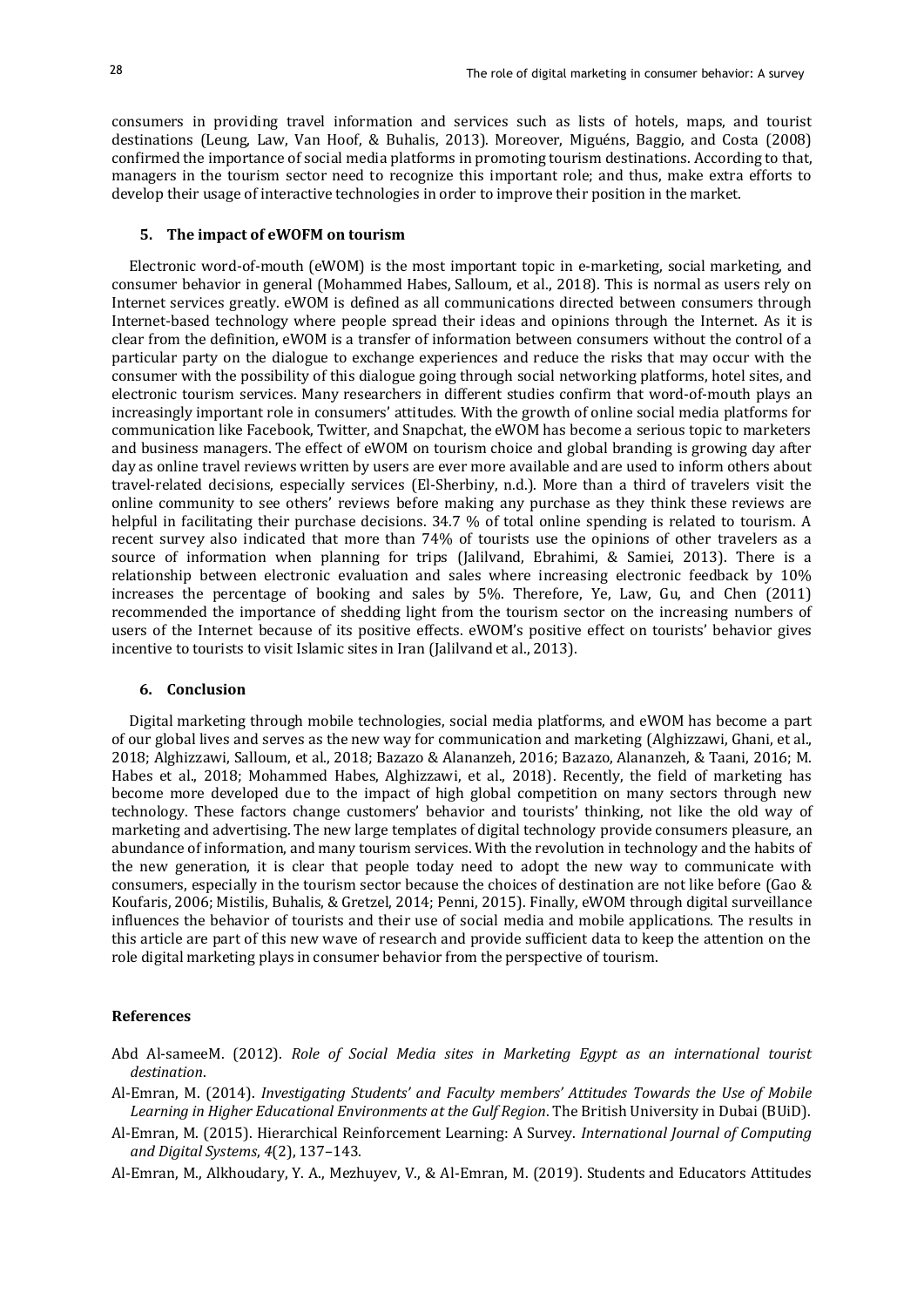consumers in providing travel information and services such as lists of hotels, maps, and tourist destinations (Leung, Law, Van Hoof, & Buhalis, 2013). Moreover, Miguéns, Baggio, and Costa (2008) confirmed the importance of social media platforms in promoting tourism destinations. According to that, managers in the tourism sector need to recognize this important role; and thus, make extra efforts to develop their usage of interactive technologies in order to improve their position in the market.

## 5. The impact of eWOFM on tourism

Electronic word-of-mouth (eWOM) is the most important topic in e-marketing, social marketing, and consumer behavior in general (Mohammed Habes, Salloum, et al., 2018). This is normal as users rely on Internet services greatly. eWOM is defined as all communications directed between consumers through Internet-based technology where people spread their ideas and opinions through the Internet. As it is clear from the definition, eWOM is a transfer of information between consumers without the control of a particular party on the dialogue to exchange experiences and reduce the risks that may occur with the consumer with the possibility of this dialogue going through social networking platforms, hotel sites, and electronic tourism services. Many researchers in different studies confirm that word-of-mouth plays an increasingly important role in consumers' attitudes. With the growth of online social media platforms for communication like Facebook, Twitter, and Snapchat, the eWOM has become a serious topic to marketers and business managers. The effect of eWOM on tourism choice and global branding is growing day after day as online travel reviews written by users are ever more available and are used to inform others about travel-related decisions, especially services (El-Sherbiny, n.d.). More than a third of travelers visit the online community to see others' reviews before making any purchase as they think these reviews are helpful in facilitating their purchase decisions. 34.7 % of total online spending is related to tourism. A recent survey also indicated that more than 74% of tourists use the opinions of other travelers as a source of information when planning for trips (Jalilvand, Ebrahimi, & Samiei, 2013). There is a relationship between electronic evaluation and sales where increasing electronic feedback by 10% increases the percentage of booking and sales by 5%. Therefore, Ye, Law, Gu, and Chen (2011) recommended the importance of shedding light from the tourism sector on the increasing numbers of users of the Internet because of its positive effects. eWOM's positive effect on tourists' behavior gives incentive to tourists to visit Islamic sites in Iran (Jalilvand et al., 2013).

## 6. Conclusion

Digital marketing through mobile technologies, social media platforms, and eWOM has become a part of our global lives and serves as the new way for communication and marketing (Alghizzawi, Ghani, et al., 2018; Alghizzawi, Salloum, et al., 2018; Bazazo & Alananzeh, 2016; Bazazo, Alananzeh, & Taani, 2016; M. Habes et al., 2018; Mohammed Habes, Alghizzawi, et al., 2018). Recently, the field of marketing has become more developed due to the impact of high global competition on many sectors through new technology. These factors change customers' behavior and tourists' thinking, not like the old way of marketing and advertising. The new large templates of digital technology provide consumers pleasure, an abundance of information, and many tourism services. With the revolution in technology and the habits of the new generation, it is clear that people today need to adopt the new way to communicate with consumers, especially in the tourism sector because the choices of destination are not like before (Gao & Koufaris, 2006; Mistilis, Buhalis, & Gretzel, 2014; Penni, 2015). Finally, eWOM through digital surveillance influences the behavior of tourists and their use of social media and mobile applications. The results in this article are part of this new wave of research and provide sufficient data to keep the attention on the role digital marketing plays in consumer behavior from the perspective of tourism.

## References

Abd Al-sameeM. (2012). *Role of Social Media sites in Marketing Egypt as an international tourist destination*.

Al-Emran, M. (2014). *Investigating Students' and Faculty members' Attitudes Towards the Use of Mobile Learning in Higher Educational Environments at the Gulf Region*. The British University in Dubai (BUiD).

Al-Emran, M. (2015). Hierarchical Reinforcement Learning: A Survey. *International Journal of Computing and Digital Systems*, *4*(2), 137–143.

Al-Emran, M., Alkhoudary, Y. A., Mezhuyev, V., & Al-Emran, M. (2019). Students and Educators Attitudes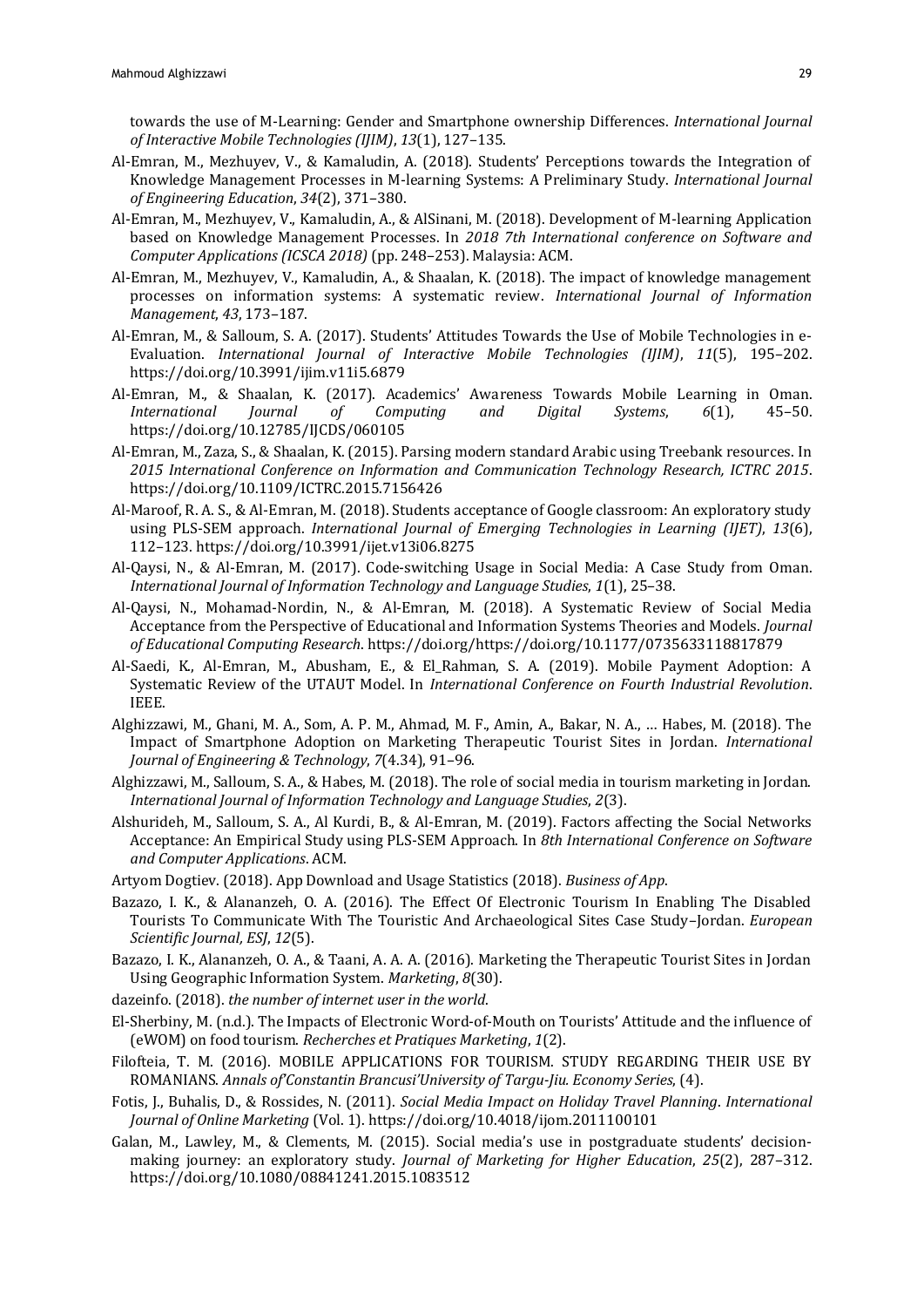towards the use of M-Learning: Gender and Smartphone ownership Differences. *International Journal of Interactive Mobile Technologies (IJIM)*, *13*(1), 127–135.

Al-Emran, M., Mezhuyev, V., & Kamaludin, A. (2018). Students' Perceptions towards the Integration of Knowledge Management Processes in M-learning Systems: A Preliminary Study. *International Journal of Engineering Education*, *34*(2), 371–380.

Al-Emran, M., Mezhuyev, V., Kamaludin, A., & AlSinani, M. (2018). Development of M-learning Application based on Knowledge Management Processes. In *2018 7th International conference on Software and Computer Applications (ICSCA 2018)* (pp. 248–253). Malaysia: ACM.

Al-Emran, M., Mezhuyev, V., Kamaludin, A., & Shaalan, K. (2018). The impact of knowledge management processes on information systems: A systematic review. *International Journal of Information Management*, *43*, 173–187.

Al-Emran, M., & Salloum, S. A. (2017). Students' Attitudes Towards the Use of Mobile Technologies in e-Evaluation. *International Journal of Interactive Mobile Technologies (IJIM)*, *11*(5), 195–202. https://doi.org/10.3991/ijim.v11i5.6879

Al-Emran, M., & Shaalan, K. (2017). Academics' Awareness Towards Mobile Learning in Oman. *International Journal of Computing and Digital Systems*, *6*(1), 45–50. https://doi.org/10.12785/IJCDS/060105

Al-Emran, M., Zaza, S., & Shaalan, K. (2015). Parsing modern standard Arabic using Treebank resources. In *2015 International Conference on Information and Communication Technology Research, ICTRC 2015*. https://doi.org/10.1109/ICTRC.2015.7156426

Al-Maroof, R. A. S., & Al-Emran, M. (2018). Students acceptance of Google classroom: An exploratory study using PLS-SEM approach. *International Journal of Emerging Technologies in Learning (IJET)*, *13*(6), 112–123. https://doi.org/10.3991/ijet.v13i06.8275

Al-Qaysi, N., & Al-Emran, M. (2017). Code-switching Usage in Social Media: A Case Study from Oman. *International Journal of Information Technology and Language Studies*, *1*(1), 25–38.

Al-Qaysi, N., Mohamad-Nordin, N., & Al-Emran, M. (2018). A Systematic Review of Social Media Acceptance from the Perspective of Educational and Information Systems Theories and Models. *Journal of Educational Computing Research*. https://doi.org/https://doi.org/10.1177/0735633118817879

Al-Saedi, K., Al-Emran, M., Abusham, E., & El_Rahman, S. A. (2019). Mobile Payment Adoption: A Systematic Review of the UTAUT Model. In *International Conference on Fourth Industrial Revolution*. IEEE.

Alghizzawi, M., Ghani, M. A., Som, A. P. M., Ahmad, M. F., Amin, A., Bakar, N. A., … Habes, M. (2018). The Impact of Smartphone Adoption on Marketing Therapeutic Tourist Sites in Jordan. *International Journal of Engineering & Technology*, *7*(4.34), 91–96.

Alghizzawi, M., Salloum, S. A., & Habes, M. (2018). The role of social media in tourism marketing in Jordan. *International Journal of Information Technology and Language Studies*, *2*(3).

Alshurideh, M., Salloum, S. A., Al Kurdi, B., & Al-Emran, M. (2019). Factors affecting the Social Networks Acceptance: An Empirical Study using PLS-SEM Approach. In *8th International Conference on Software and Computer Applications*. ACM.

Artyom Dogtiev. (2018). App Download and Usage Statistics (2018). *Business of App*.

Bazazo, I. K., & Alananzeh, O. A. (2016). The Effect Of Electronic Tourism In Enabling The Disabled Tourists To Communicate With The Touristic And Archaeological Sites Case Study–Jordan. *European Scientific Journal, ESJ*, *12*(5).

Bazazo, I. K., Alananzeh, O. A., & Taani, A. A. A. (2016). Marketing the Therapeutic Tourist Sites in Jordan Using Geographic Information System. *Marketing*, *8*(30).

dazeinfo. (2018). *the number of internet user in the world*.

El-Sherbiny, M. (n.d.). The Impacts of Electronic Word-of-Mouth on Tourists' Attitude and the influence of (eWOM) on food tourism. *Recherches et Pratiques Marketing*, *1*(2).

Filofteia, T. M. (2016). MOBILE APPLICATIONS FOR TOURISM. STUDY REGARDING THEIR USE BY ROMANIANS. *Annals of'Constantin Brancusi'University of Targu-Jiu. Economy Series*, (4).

Fotis, J., Buhalis, D., & Rossides, N. (2011). *Social Media Impact on Holiday Travel Planning*. *International Journal of Online Marketing* (Vol. 1). https://doi.org/10.4018/ijom.2011100101

Galan, M., Lawley, M., & Clements, M. (2015). Social media's use in postgraduate students' decision-making journey: an exploratory study. *Journal of Marketing for Higher Education*, *25*(2), 287–312. https://doi.org/10.1080/08841241.2015.1083512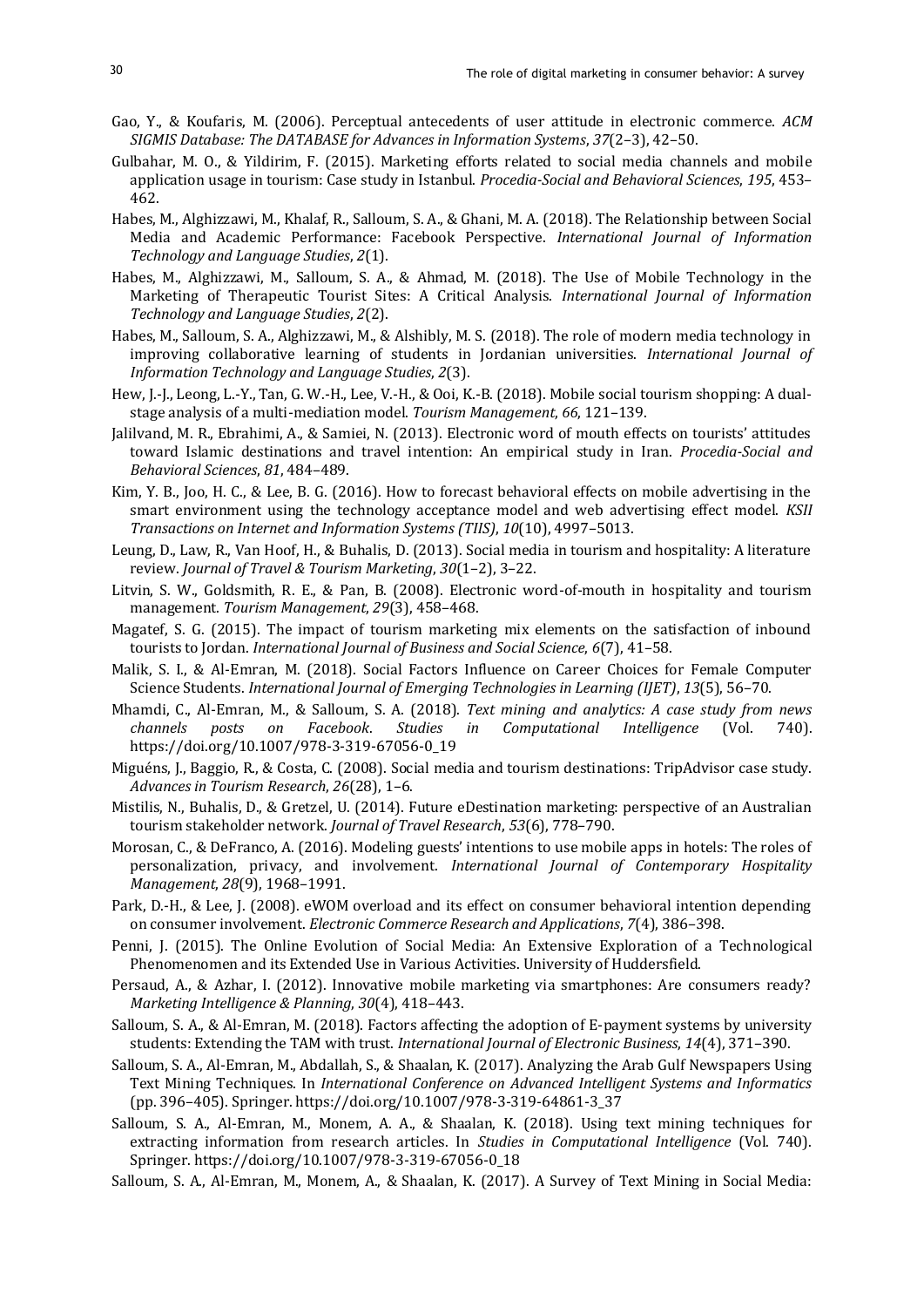Gao, Y., & Koufaris, M. (2006). Perceptual antecedents of user attitude in electronic commerce. *ACM SIGMIS Database: The DATABASE for Advances in Information Systems*, *37*(2–3), 42–50.

Gulbahar, M. O., & Yildirim, F. (2015). Marketing efforts related to social media channels and mobile application usage in tourism: Case study in Istanbul. *Procedia-Social and Behavioral Sciences*, *195*, 453–462.

Habes, M., Alghizzawi, M., Khalaf, R., Salloum, S. A., & Ghani, M. A. (2018). The Relationship between Social Media and Academic Performance: Facebook Perspective. *International Journal of Information Technology and Language Studies*, *2*(1).

Habes, M., Alghizzawi, M., Salloum, S. A., & Ahmad, M. (2018). The Use of Mobile Technology in the Marketing of Therapeutic Tourist Sites: A Critical Analysis. *International Journal of Information Technology and Language Studies*, *2*(2).

Habes, M., Salloum, S. A., Alghizzawi, M., & Alshibly, M. S. (2018). The role of modern media technology in improving collaborative learning of students in Jordanian universities. *International Journal of Information Technology and Language Studies*, *2*(3).

Hew, J.-J., Leong, L.-Y., Tan, G. W.-H., Lee, V.-H., & Ooi, K.-B. (2018). Mobile social tourism shopping: A dual-stage analysis of a multi-mediation model. *Tourism Management*, *66*, 121–139.

Jalilvand, M. R., Ebrahimi, A., & Samiei, N. (2013). Electronic word of mouth effects on tourists' attitudes toward Islamic destinations and travel intention: An empirical study in Iran. *Procedia-Social and Behavioral Sciences*, *81*, 484–489.

Kim, Y. B., Joo, H. C., & Lee, B. G. (2016). How to forecast behavioral effects on mobile advertising in the smart environment using the technology acceptance model and web advertising effect model. *KSII Transactions on Internet and Information Systems (TIIS)*, *10*(10), 4997–5013.

Leung, D., Law, R., Van Hoof, H., & Buhalis, D. (2013). Social media in tourism and hospitality: A literature review. *Journal of Travel & Tourism Marketing*, *30*(1–2), 3–22.

Litvin, S. W., Goldsmith, R. E., & Pan, B. (2008). Electronic word-of-mouth in hospitality and tourism management. *Tourism Management*, *29*(3), 458–468.

Magatef, S. G. (2015). The impact of tourism marketing mix elements on the satisfaction of inbound tourists to Jordan. *International Journal of Business and Social Science*, *6*(7), 41–58.

Malik, S. I., & Al-Emran, M. (2018). Social Factors Influence on Career Choices for Female Computer Science Students. *International Journal of Emerging Technologies in Learning (IJET)*, *13*(5), 56–70.

Mhamdi, C., Al-Emran, M., & Salloum, S. A. (2018). *Text mining and analytics: A case study from news channels posts on Facebook*. *Studies in Computational Intelligence* (Vol. 740). https://doi.org/10.1007/978-3-319-67056-0_19

Miguéns, J., Baggio, R., & Costa, C. (2008). Social media and tourism destinations: TripAdvisor case study. *Advances in Tourism Research*, *26*(28), 1–6.

Mistilis, N., Buhalis, D., & Gretzel, U. (2014). Future eDestination marketing: perspective of an Australian tourism stakeholder network. *Journal of Travel Research*, *53*(6), 778–790.

Morosan, C., & DeFranco, A. (2016). Modeling guests' intentions to use mobile apps in hotels: The roles of personalization, privacy, and involvement. *International Journal of Contemporary Hospitality Management*, *28*(9), 1968–1991.

Park, D.-H., & Lee, J. (2008). eWOM overload and its effect on consumer behavioral intention depending on consumer involvement. *Electronic Commerce Research and Applications*, *7*(4), 386–398.

Penni, J. (2015). The Online Evolution of Social Media: An Extensive Exploration of a Technological Phenomenomen and its Extended Use in Various Activities. University of Huddersfield.

Persaud, A., & Azhar, I. (2012). Innovative mobile marketing via smartphones: Are consumers ready? *Marketing Intelligence & Planning*, *30*(4), 418–443.

Salloum, S. A., & Al-Emran, M. (2018). Factors affecting the adoption of E-payment systems by university students: Extending the TAM with trust. *International Journal of Electronic Business*, *14*(4), 371–390.

Salloum, S. A., Al-Emran, M., Abdallah, S., & Shaalan, K. (2017). Analyzing the Arab Gulf Newspapers Using Text Mining Techniques. In *International Conference on Advanced Intelligent Systems and Informatics* (pp. 396–405). Springer. https://doi.org/10.1007/978-3-319-64861-3_37

Salloum, S. A., Al-Emran, M., Monem, A. A., & Shaalan, K. (2018). Using text mining techniques for extracting information from research articles. In *Studies in Computational Intelligence* (Vol. 740). Springer. https://doi.org/10.1007/978-3-319-67056-0_18

Salloum, S. A., Al-Emran, M., Monem, A., & Shaalan, K. (2017). A Survey of Text Mining in Social Media: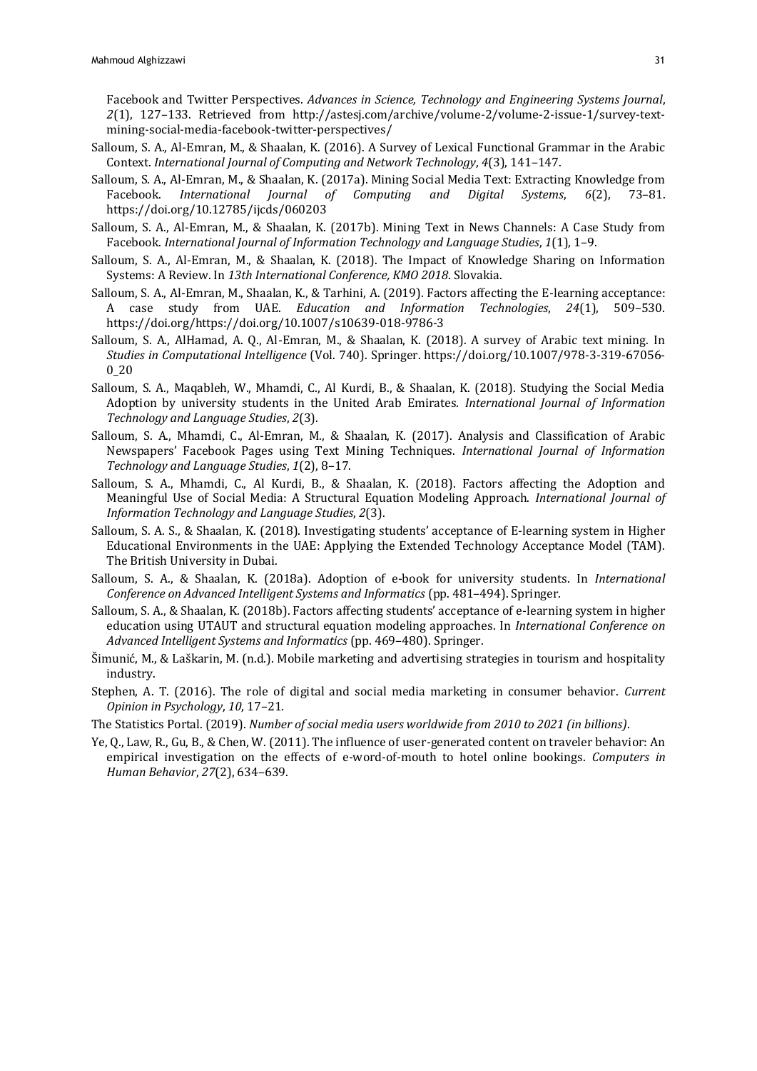Facebook and Twitter Perspectives. *Advances in Science, Technology and Engineering Systems Journal*, *2*(1), 127–133. Retrieved from http://astesj.com/archive/volume-2/volume-2-issue-1/survey-text-mining-social-media-facebook-twitter-perspectives/

Salloum, S. A., Al-Emran, M., & Shaalan, K. (2016). A Survey of Lexical Functional Grammar in the Arabic Context. *International Journal of Computing and Network Technology*, *4*(3), 141–147.

Salloum, S. A., Al-Emran, M., & Shaalan, K. (2017a). Mining Social Media Text: Extracting Knowledge from Facebook. *International Journal of Computing and Digital Systems*, *6*(2), 73–81. https://doi.org/10.12785/ijcds/060203

Salloum, S. A., Al-Emran, M., & Shaalan, K. (2017b). Mining Text in News Channels: A Case Study from Facebook. *International Journal of Information Technology and Language Studies*, *1*(1), 1–9.

Salloum, S. A., Al-Emran, M., & Shaalan, K. (2018). The Impact of Knowledge Sharing on Information Systems: A Review. In *13th International Conference, KMO 2018*. Slovakia.

Salloum, S. A., Al-Emran, M., Shaalan, K., & Tarhini, A. (2019). Factors affecting the E-learning acceptance: A case study from UAE. *Education and Information Technologies*, *24*(1), 509–530. https://doi.org/https://doi.org/10.1007/s10639-018-9786-3

Salloum, S. A., AlHamad, A. Q., Al-Emran, M., & Shaalan, K. (2018). A survey of Arabic text mining. In *Studies in Computational Intelligence* (Vol. 740). Springer. https://doi.org/10.1007/978-3-319-67056-0_20

Salloum, S. A., Maqableh, W., Mhamdi, C., Al Kurdi, B., & Shaalan, K. (2018). Studying the Social Media Adoption by university students in the United Arab Emirates. *International Journal of Information Technology and Language Studies*, *2*(3).

Salloum, S. A., Mhamdi, C., Al-Emran, M., & Shaalan, K. (2017). Analysis and Classification of Arabic Newspapers' Facebook Pages using Text Mining Techniques. *International Journal of Information Technology and Language Studies*, *1*(2), 8–17.

Salloum, S. A., Mhamdi, C., Al Kurdi, B., & Shaalan, K. (2018). Factors affecting the Adoption and Meaningful Use of Social Media: A Structural Equation Modeling Approach. *International Journal of Information Technology and Language Studies*, *2*(3).

Salloum, S. A. S., & Shaalan, K. (2018). Investigating students' acceptance of E-learning system in Higher Educational Environments in the UAE: Applying the Extended Technology Acceptance Model (TAM). The British University in Dubai.

Salloum, S. A., & Shaalan, K. (2018a). Adoption of e-book for university students. In *International Conference on Advanced Intelligent Systems and Informatics* (pp. 481–494). Springer.

Salloum, S. A., & Shaalan, K. (2018b). Factors affecting students' acceptance of e-learning system in higher education using UTAUT and structural equation modeling approaches. In *International Conference on Advanced Intelligent Systems and Informatics* (pp. 469–480). Springer.

Šimunić, M., & Laškarin, M. (n.d.). Mobile marketing and advertising strategies in tourism and hospitality industry.

Stephen, A. T. (2016). The role of digital and social media marketing in consumer behavior. *Current Opinion in Psychology*, *10*, 17–21.

The Statistics Portal. (2019). *Number of social media users worldwide from 2010 to 2021 (in billions)*.

Ye, Q., Law, R., Gu, B., & Chen, W. (2011). The influence of user-generated content on traveler behavior: An empirical investigation on the effects of e-word-of-mouth to hotel online bookings. *Computers in Human Behavior*, *27*(2), 634–639.